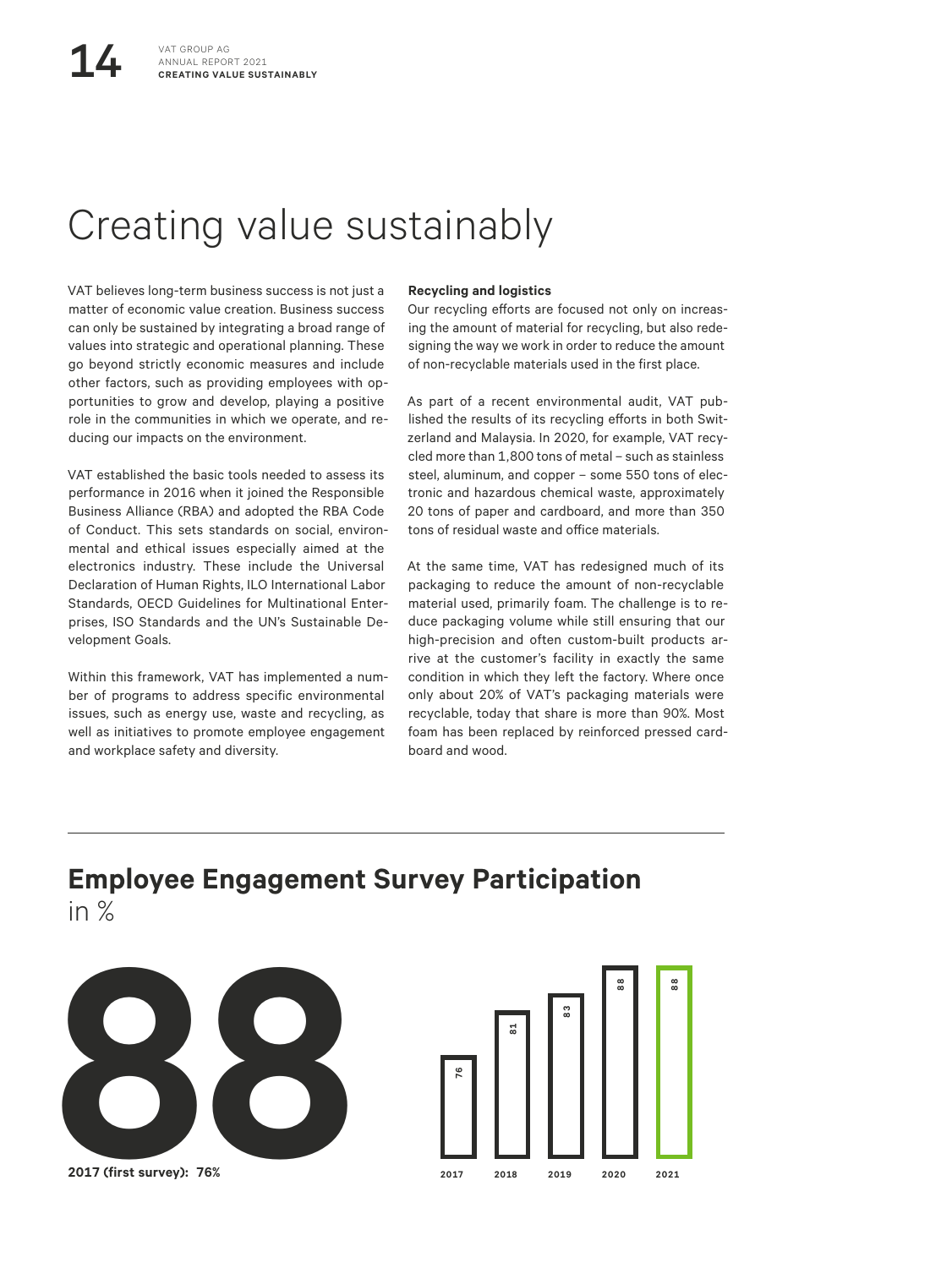# Creating value sustainably

VAT believes long-term business success is not just a matter of economic value creation. Business success can only be sustained by integrating a broad range of values into strategic and operational planning. These go beyond strictly economic measures and include other factors, such as providing employees with opportunities to grow and develop, playing a positive role in the communities in which we operate, and reducing our impacts on the environment.

VAT established the basic tools needed to assess its performance in 2016 when it joined the Responsible Business Alliance (RBA) and adopted the RBA Code of Conduct. This sets standards on social, environmental and ethical issues especially aimed at the electronics industry. These include the Universal Declaration of Human Rights, ILO International Labor Standards, OECD Guidelines for Multinational Enterprises, ISO Standards and the UN's Sustainable Development Goals.

Within this framework, VAT has implemented a number of programs to address specific environmental issues, such as energy use, waste and recycling, as well as initiatives to promote employee engagement and workplace safety and diversity.

**Recycling and logistics**

Our recycling efforts are focused not only on increasing the amount of material for recycling, but also redesigning the way we work in order to reduce the amount of non-recyclable materials used in the first place.

As part of a recent environmental audit, VAT published the results of its recycling efforts in both Switzerland and Malaysia. In 2020, for example, VAT recycled more than 1,800 tons of metal – such as stainless steel, aluminum, and copper – some 550 tons of electronic and hazardous chemical waste, approximately 20 tons of paper and cardboard, and more than 350 tons of residual waste and office materials.

At the same time, VAT has redesigned much of its packaging to reduce the amount of non-recyclable material used, primarily foam. The challenge is to reduce packaging volume while still ensuring that our high-precision and often custom-built products arrive at the customer's facility in exactly the same condition in which they left the factory. Where once only about 20% of VAT's packaging materials were recyclable, today that share is more than 90%. Most foam has been replaced by reinforced pressed cardboard and wood.

## Employee Engagement Survey Participation
in %

**88**

**2017 (first survey): 76%**

| Year | 2017 | 2018 | 2019 | 2020 | 2021 |
|---|---|---|---|---|---|
| Participation (%) | 76 | 81 | 83 | 88 | 88 |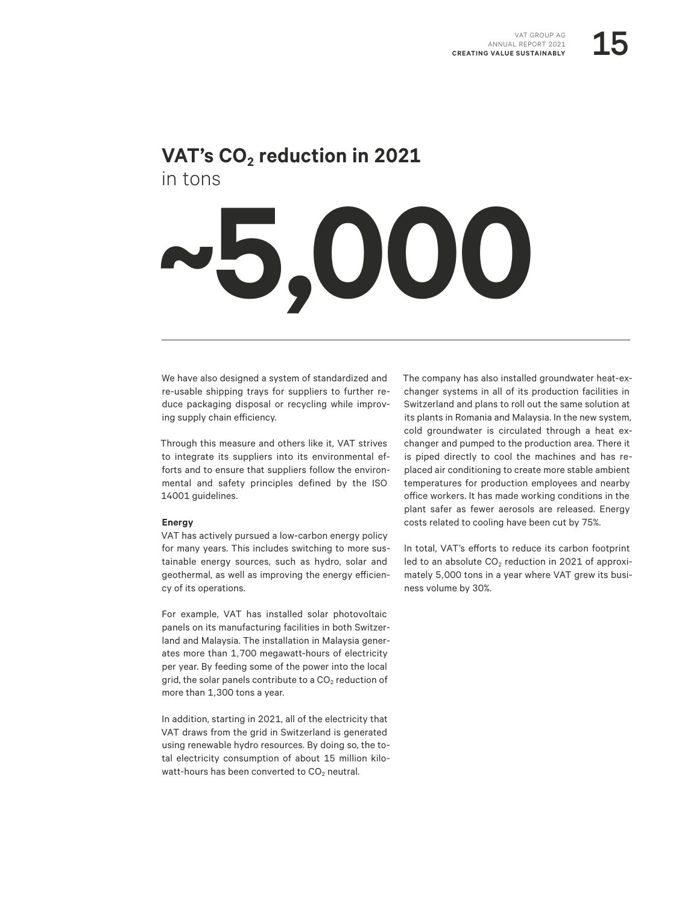## VAT's $CO_2$ reduction in 2021

in tons

# ~5,000

---

We have also designed a system of standardized and re-usable shipping trays for suppliers to further reduce packaging disposal or recycling while improving supply chain efficiency.

Through this measure and others like it, VAT strives to integrate its suppliers into its environmental efforts and to ensure that suppliers follow the environmental and safety principles defined by the ISO 14001 guidelines.

**Energy**

VAT has actively pursued a low-carbon energy policy for many years. This includes switching to more sustainable energy sources, such as hydro, solar and geothermal, as well as improving the energy efficiency of its operations.

For example, VAT has installed solar photovoltaic panels on its manufacturing facilities in both Switzerland and Malaysia. The installation in Malaysia generates more than 1,700 megawatt-hours of electricity per year. By feeding some of the power into the local grid, the solar panels contribute to a $CO_2$ reduction of more than 1,300 tons a year.

In addition, starting in 2021, all of the electricity that VAT draws from the grid in Switzerland is generated using renewable hydro resources. By doing so, the total electricity consumption of about 15 million kilowatt-hours has been converted to $CO_2$ neutral.

The company has also installed groundwater heat-exchanger systems in all of its production facilities in Switzerland and plans to roll out the same solution at its plants in Romania and Malaysia. In the new system, cold groundwater is circulated through a heat exchanger and pumped to the production area. There it is piped directly to cool the machines and has replaced air conditioning to create more stable ambient temperatures for production employees and nearby office workers. It has made working conditions in the plant safer as fewer aerosols are released. Energy costs related to cooling have been cut by 75%.

In total, VAT's efforts to reduce its carbon footprint led to an absolute $CO_2$ reduction in 2021 of approximately 5,000 tons in a year where VAT grew its business volume by 30%.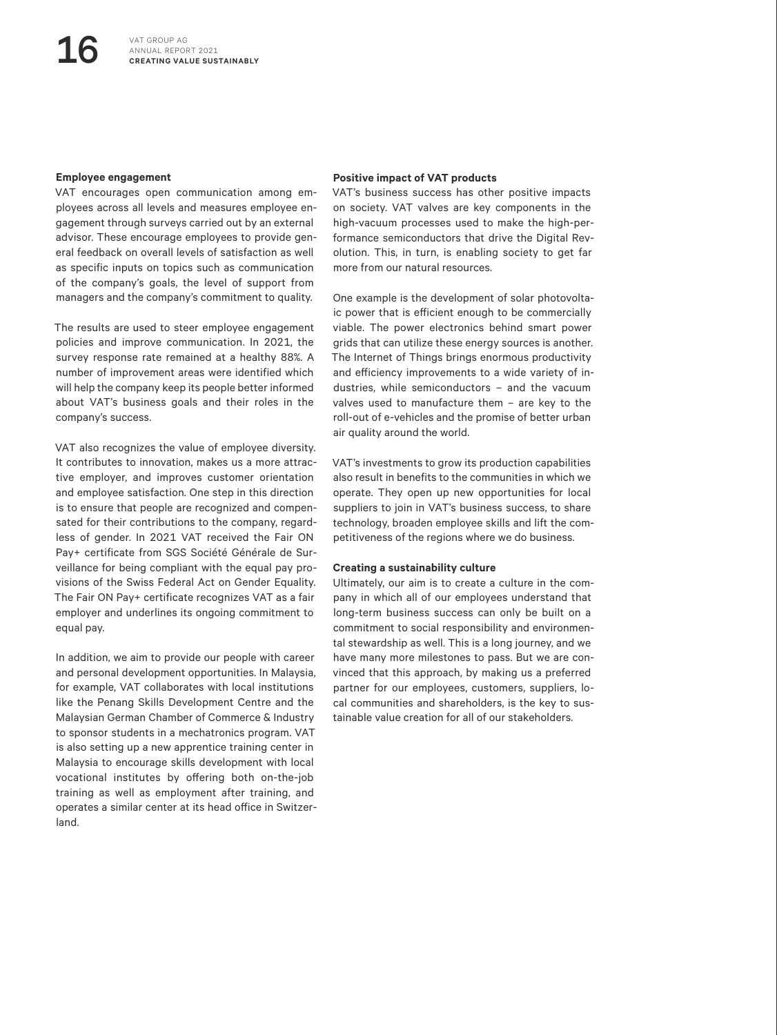### Employee engagement

VAT encourages open communication among employees across all levels and measures employee engagement through surveys carried out by an external advisor. These encourage employees to provide general feedback on overall levels of satisfaction as well as specific inputs on topics such as communication of the company's goals, the level of support from managers and the company's commitment to quality.

The results are used to steer employee engagement policies and improve communication. In 2021, the survey response rate remained at a healthy 88%. A number of improvement areas were identified which will help the company keep its people better informed about VAT's business goals and their roles in the company's success.

VAT also recognizes the value of employee diversity. It contributes to innovation, makes us a more attractive employer, and improves customer orientation and employee satisfaction. One step in this direction is to ensure that people are recognized and compensated for their contributions to the company, regardless of gender. In 2021 VAT received the Fair ON Pay+ certificate from SGS Société Générale de Surveillance for being compliant with the equal pay provisions of the Swiss Federal Act on Gender Equality. The Fair ON Pay+ certificate recognizes VAT as a fair employer and underlines its ongoing commitment to equal pay.

In addition, we aim to provide our people with career and personal development opportunities. In Malaysia, for example, VAT collaborates with local institutions like the Penang Skills Development Centre and the Malaysian German Chamber of Commerce & Industry to sponsor students in a mechatronics program. VAT is also setting up a new apprentice training center in Malaysia to encourage skills development with local vocational institutes by offering both on-the-job training as well as employment after training, and operates a similar center at its head office in Switzerland.

### Positive impact of VAT products

VAT's business success has other positive impacts on society. VAT valves are key components in the high-vacuum processes used to make the high-performance semiconductors that drive the Digital Revolution. This, in turn, is enabling society to get far more from our natural resources.

One example is the development of solar photovoltaic power that is efficient enough to be commercially viable. The power electronics behind smart power grids that can utilize these energy sources is another. The Internet of Things brings enormous productivity and efficiency improvements to a wide variety of industries, while semiconductors – and the vacuum valves used to manufacture them – are key to the roll-out of e-vehicles and the promise of better urban air quality around the world.

VAT's investments to grow its production capabilities also result in benefits to the communities in which we operate. They open up new opportunities for local suppliers to join in VAT's business success, to share technology, broaden employee skills and lift the competitiveness of the regions where we do business.

### Creating a sustainability culture

Ultimately, our aim is to create a culture in the company in which all of our employees understand that long-term business success can only be built on a commitment to social responsibility and environmental stewardship as well. This is a long journey, and we have many more milestones to pass. But we are convinced that this approach, by making us a preferred partner for our employees, customers, suppliers, local communities and shareholders, is the key to sustainable value creation for all of our stakeholders.